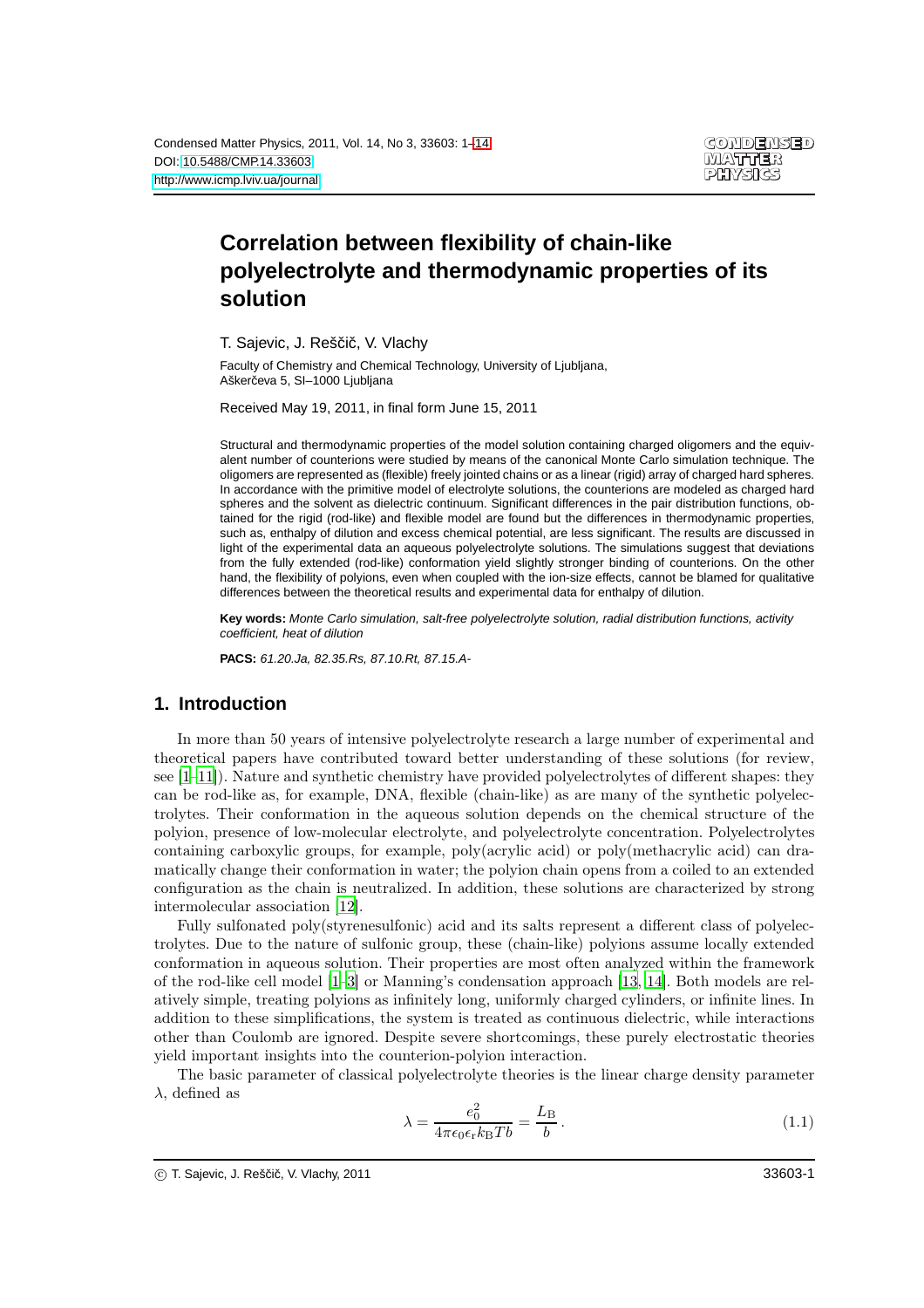# Correlation between flexibility of chain-like polyelectrolyte and thermodynamic properties of its solution

T. Sajevic, J. Reščič, V. Vlachy

Faculty of Chemistry and Chemical Technology, University of Ljubljana, Aškerčeva 5, SI–1000 Ljubljana

Received May 19, 2011, in final form June 15, 2011

Structural and thermodynamic properties of the model solution containing charged oligomers and the equivalent number of counterions were studied by means of the canonical Monte Carlo simulation technique. The oligomers are represented as (flexible) freely jointed chains or as a linear (rigid) array of charged hard spheres. In accordance with the primitive model of electrolyte solutions, the counterions are modeled as charged hard spheres and the solvent as dielectric continuum. Significant differences in the pair distribution functions, obtained for the rigid (rod-like) and flexible model are found but the differences in thermodynamic properties, such as, enthalpy of dilution and excess chemical potential, are less significant. The results are discussed in light of the experimental data an aqueous polyelectrolyte solutions. The simulations suggest that deviations from the fully extended (rod-like) conformation yield slightly stronger binding of counterions. On the other hand, the flexibility of polyions, even when coupled with the ion-size effects, cannot be blamed for qualitative differences between the theoretical results and experimental data for enthalpy of dilution.

**Key words:** *Monte Carlo simulation, salt-free polyelectrolyte solution, radial distribution functions, activity coefficient, heat of dilution*

**PACS:** *61.20.Ja, 82.35.Rs, 87.10.Rt, 87.15.A-*

## 1. Introduction

In more than 50 years of intensive polyelectrolyte research a large number of experimental and theoretical papers have contributed toward better understanding of these solutions (for review, see [1–11]). Nature and synthetic chemistry have provided polyelectrolytes of different shapes: they can be rod-like as, for example, DNA, flexible (chain-like) as are many of the synthetic polyelectrolytes. Their conformation in the aqueous solution depends on the chemical structure of the polyion, presence of low-molecular electrolyte, and polyelectrolyte concentration. Polyelectrolytes containing carboxylic groups, for example, poly(acrylic acid) or poly(methacrylic acid) can dramatically change their conformation in water; the polyion chain opens from a coiled to an extended configuration as the chain is neutralized. In addition, these solutions are characterized by strong intermolecular association [12].

Fully sulfonated poly(styrenesulfonic) acid and its salts represent a different class of polyelectrolytes. Due to the nature of sulfonic group, these (chain-like) polyions assume locally extended conformation in aqueous solution. Their properties are most often analyzed within the framework of the rod-like cell model [1–3] or Manning's condensation approach [13, 14]. Both models are relatively simple, treating polyions as infinitely long, uniformly charged cylinders, or infinite lines. In addition to these simplifications, the system is treated as continuous dielectric, while interactions other than Coulomb are ignored. Despite severe shortcomings, these purely electrostatic theories yield important insights into the counterion-polyion interaction.

The basic parameter of classical polyelectrolyte theories is the linear charge density parameter $\lambda$, defined as

$$\lambda = \frac{e_0^2}{4\pi\epsilon_0\epsilon_\mathrm{r}k_\mathrm{B}Tb} = \frac{L_\mathrm{B}}{b}\,. \tag{1.1}$$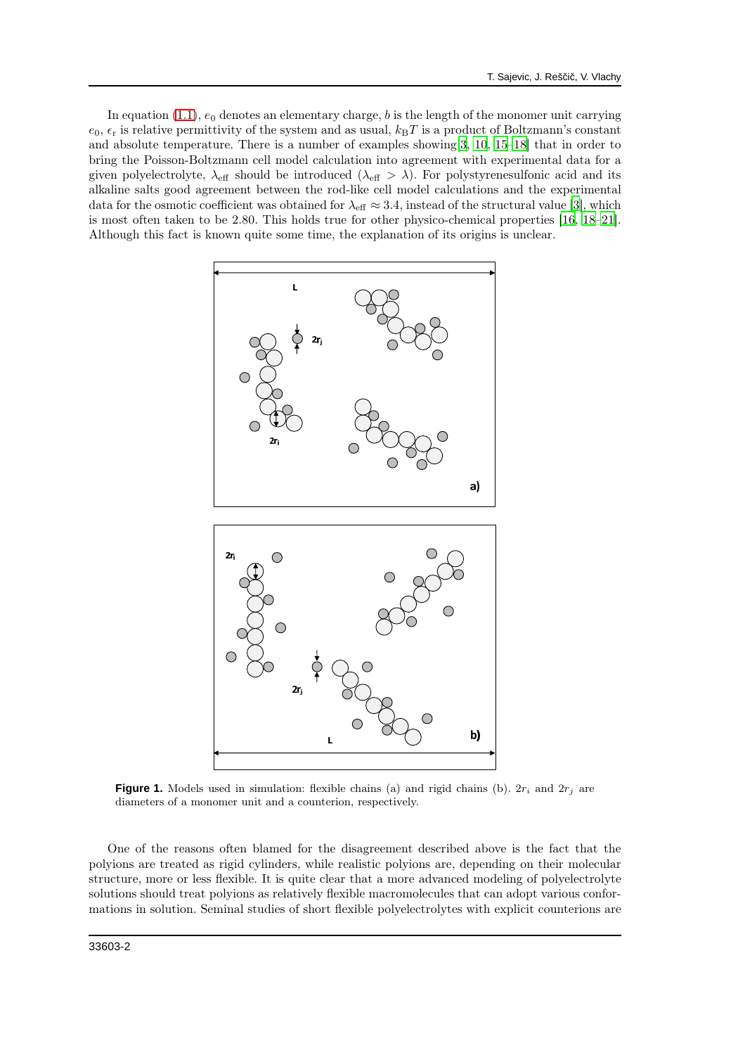In equation (1.1), $e_0$ denotes an elementary charge, $b$ is the length of the monomer unit carrying $e_0$, $\epsilon_r$ is relative permittivity of the system and as usual, $k_B T$ is a product of Boltzmann's constant and absolute temperature. There is a number of examples showing [3, 10, 15–18] that in order to bring the Poisson-Boltzmann cell model calculation into agreement with experimental data for a given polyelectrolyte, $\lambda_{\text{eff}}$ should be introduced ($\lambda_{\text{eff}} > \lambda$). For polystyrenesulfonic acid and its alkaline salts good agreement between the rod-like cell model calculations and the experimental data for the osmotic coefficient was obtained for $\lambda_{\text{eff}} \approx 3.4$, instead of the structural value [3], which is most often taken to be 2.80. This holds true for other physico-chemical properties [16, 18–21]. Although this fact is known quite some time, the explanation of its origins is unclear.

**Figure 1.** Models used in simulation: flexible chains (a) and rigid chains (b). $2r_i$ and $2r_j$ are diameters of a monomer unit and a counterion, respectively.

One of the reasons often blamed for the disagreement described above is the fact that the polyions are treated as rigid cylinders, while realistic polyions are, depending on their molecular structure, more or less flexible. It is quite clear that a more advanced modeling of polyelectrolyte solutions should treat polyions as relatively flexible macromolecules that can adopt various conformations in solution. Seminal studies of short flexible polyelectrolytes with explicit counterions are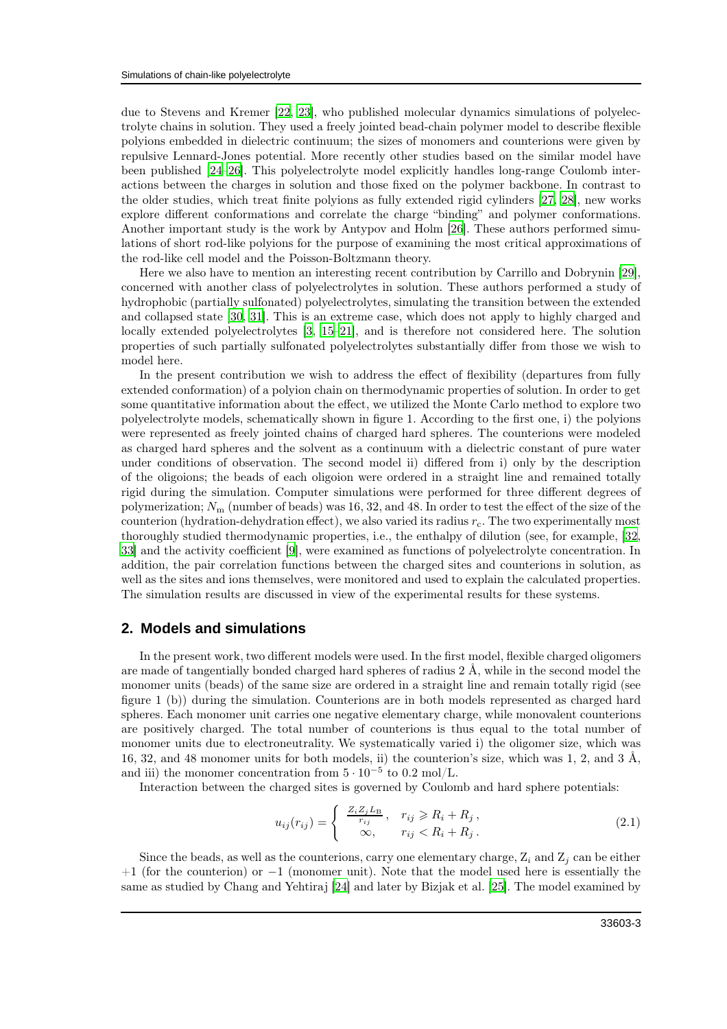due to Stevens and Kremer [22, 23], who published molecular dynamics simulations of polyelectrolyte chains in solution. They used a freely jointed bead-chain polymer model to describe flexible polyions embedded in dielectric continuum; the sizes of monomers and counterions were given by repulsive Lennard-Jones potential. More recently other studies based on the similar model have been published [24–26]. This polyelectrolyte model explicitly handles long-range Coulomb interactions between the charges in solution and those fixed on the polymer backbone. In contrast to the older studies, which treat finite polyions as fully extended rigid cylinders [27, 28], new works explore different conformations and correlate the charge "binding" and polymer conformations. Another important study is the work by Antypov and Holm [26]. These authors performed simulations of short rod-like polyions for the purpose of examining the most critical approximations of the rod-like cell model and the Poisson-Boltzmann theory.

Here we also have to mention an interesting recent contribution by Carrillo and Dobrynin [29], concerned with another class of polyelectrolytes in solution. These authors performed a study of hydrophobic (partially sulfonated) polyelectrolytes, simulating the transition between the extended and collapsed state [30, 31]. This is an extreme case, which does not apply to highly charged and locally extended polyelectrolytes [3, 15–21], and is therefore not considered here. The solution properties of such partially sulfonated polyelectrolytes substantially differ from those we wish to model here.

In the present contribution we wish to address the effect of flexibility (departures from fully extended conformation) of a polyion chain on thermodynamic properties of solution. In order to get some quantitative information about the effect, we utilized the Monte Carlo method to explore two polyelectrolyte models, schematically shown in figure 1. According to the first one, i) the polyions were represented as freely jointed chains of charged hard spheres. The counterions were modeled as charged hard spheres and the solvent as a continuum with a dielectric constant of pure water under conditions of observation. The second model ii) differed from i) only by the description of the oligoions; the beads of each oligoion were ordered in a straight line and remained totally rigid during the simulation. Computer simulations were performed for three different degrees of polymerization; $N_{\mathrm{m}}$ (number of beads) was 16, 32, and 48. In order to test the effect of the size of the counterion (hydration-dehydration effect), we also varied its radius $r_{\mathrm{c}}$. The two experimentally most thoroughly studied thermodynamic properties, i.e., the enthalpy of dilution (see, for example, [32, 33] and the activity coefficient [9], were examined as functions of polyelectrolyte concentration. In addition, the pair correlation functions between the charged sites and counterions in solution, as well as the sites and ions themselves, were monitored and used to explain the calculated properties. The simulation results are discussed in view of the experimental results for these systems.

## 2. Models and simulations

In the present work, two different models were used. In the first model, flexible charged oligomers are made of tangentially bonded charged hard spheres of radius 2 Å, while in the second model the monomer units (beads) of the same size are ordered in a straight line and remain totally rigid (see figure 1 (b)) during the simulation. Counterions are in both models represented as charged hard spheres. Each monomer unit carries one negative elementary charge, while monovalent counterions are positively charged. The total number of counterions is thus equal to the total number of monomer units due to electroneutrality. We systematically varied i) the oligomer size, which was 16, 32, and 48 monomer units for both models, ii) the counterion's size, which was 1, 2, and 3 Å, and iii) the monomer concentration from $5 \cdot 10^{-5}$ to 0.2 mol/L.

Interaction between the charged sites is governed by Coulomb and hard sphere potentials:

$$u_{ij}(r_{ij}) = \begin{cases} \frac{Z_i Z_j L_{\mathrm{B}}}{r_{ij}}, & r_{ij} \geqslant R_i + R_j\,, \\ \infty, & r_{ij} < R_i + R_j\,. \end{cases} \tag{2.1}$$

Since the beads, as well as the counterions, carry one elementary charge, $\mathrm{Z}_i$ and $\mathrm{Z}_j$ can be either $+1$ (for the counterion) or $-1$ (monomer unit). Note that the model used here is essentially the same as studied by Chang and Yehtiraj [24] and later by Bizjak et al. [25]. The model examined by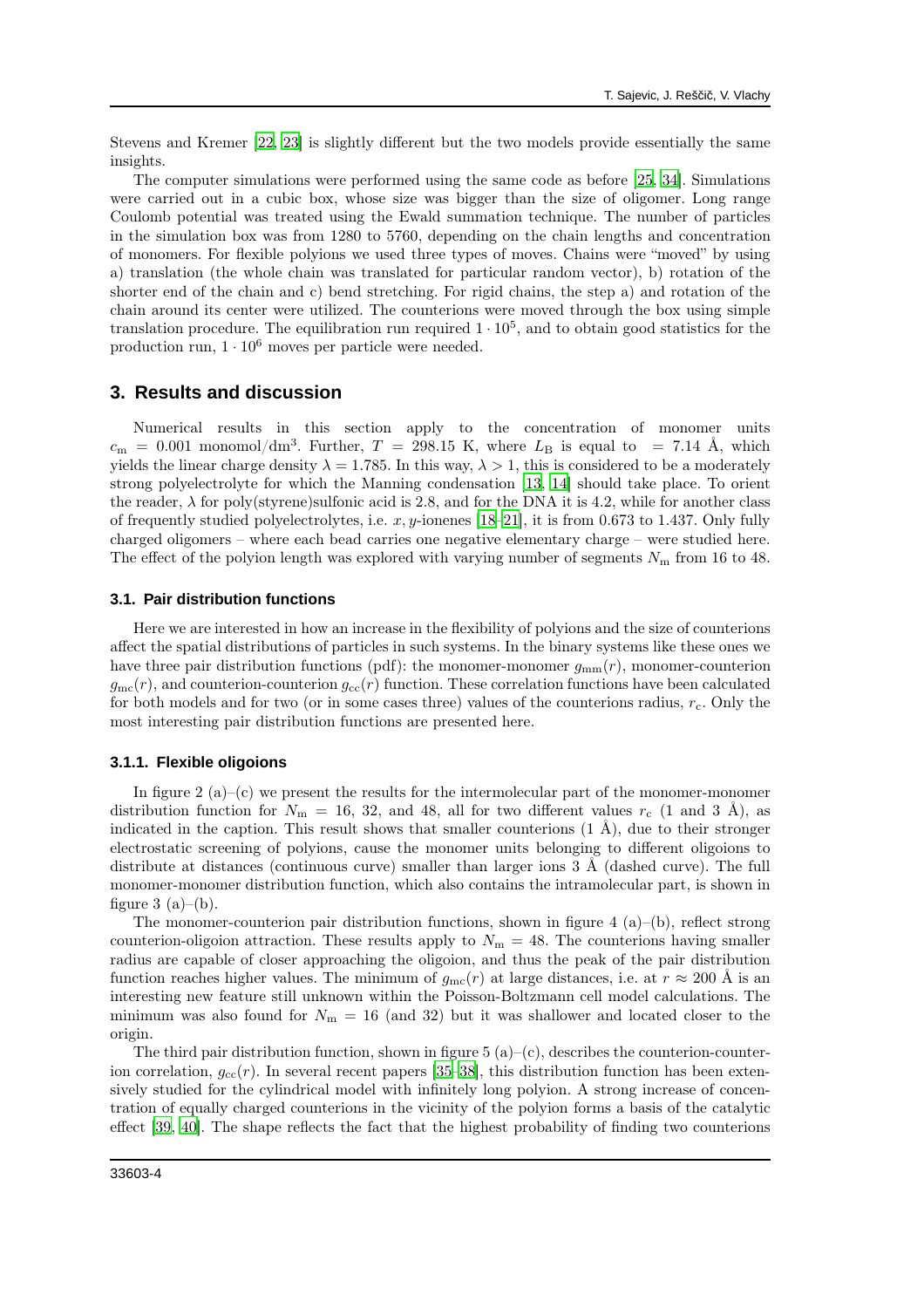Stevens and Kremer [22, 23] is slightly different but the two models provide essentially the same insights.

The computer simulations were performed using the same code as before [25, 34]. Simulations were carried out in a cubic box, whose size was bigger than the size of oligomer. Long range Coulomb potential was treated using the Ewald summation technique. The number of particles in the simulation box was from 1280 to 5760, depending on the chain lengths and concentration of monomers. For flexible polyions we used three types of moves. Chains were "moved" by using a) translation (the whole chain was translated for particular random vector), b) rotation of the shorter end of the chain and c) bend stretching. For rigid chains, the step a) and rotation of the chain around its center were utilized. The counterions were moved through the box using simple translation procedure. The equilibration run required $1 \cdot 10^5$, and to obtain good statistics for the production run, $1 \cdot 10^6$ moves per particle were needed.

## 3. Results and discussion

Numerical results in this section apply to the concentration of monomer units $c_\mathrm{m} = 0.001$ monomol/dm$^3$. Further, $T = 298.15$ K, where $L_\mathrm{B}$ is equal to $= 7.14$ Å, which yields the linear charge density $\lambda = 1.785$. In this way, $\lambda > 1$, this is considered to be a moderately strong polyelectrolyte for which the Manning condensation [13, 14] should take place. To orient the reader, $\lambda$ for poly(styrene)sulfonic acid is 2.8, and for the DNA it is 4.2, while for another class of frequently studied polyelectrolytes, i.e. $x, y$-ionenes [18–21], it is from 0.673 to 1.437. Only fully charged oligomers – where each bead carries one negative elementary charge – were studied here. The effect of the polyion length was explored with varying number of segments $N_\mathrm{m}$ from 16 to 48.

### 3.1. Pair distribution functions

Here we are interested in how an increase in the flexibility of polyions and the size of counterions affect the spatial distributions of particles in such systems. In the binary systems like these ones we have three pair distribution functions (pdf): the monomer-monomer $g_\mathrm{mm}(r)$, monomer-counterion $g_\mathrm{mc}(r)$, and counterion-counterion $g_\mathrm{cc}(r)$ function. These correlation functions have been calculated for both models and for two (or in some cases three) values of the counterions radius, $r_\mathrm{c}$. Only the most interesting pair distribution functions are presented here.

#### 3.1.1. Flexible oligoions

In figure 2 (a)–(c) we present the results for the intermolecular part of the monomer-monomer distribution function for $N_\mathrm{m} = 16$, 32, and 48, all for two different values $r_\mathrm{c}$ (1 and 3 Å), as indicated in the caption. This result shows that smaller counterions (1 Å), due to their stronger electrostatic screening of polyions, cause the monomer units belonging to different oligoions to distribute at distances (continuous curve) smaller than larger ions 3 Å (dashed curve). The full monomer-monomer distribution function, which also contains the intramolecular part, is shown in figure 3 (a)–(b).

The monomer-counterion pair distribution functions, shown in figure 4 (a)–(b), reflect strong counterion-oligoion attraction. These results apply to $N_\mathrm{m} = 48$. The counterions having smaller radius are capable of closer approaching the oligoion, and thus the peak of the pair distribution function reaches higher values. The minimum of $g_\mathrm{mc}(r)$ at large distances, i.e. at $r \approx 200$ Å is an interesting new feature still unknown within the Poisson-Boltzmann cell model calculations. The minimum was also found for $N_\mathrm{m} = 16$ (and 32) but it was shallower and located closer to the origin.

The third pair distribution function, shown in figure 5 (a)–(c), describes the counterion-counterion correlation, $g_\mathrm{cc}(r)$. In several recent papers [35–38], this distribution function has been extensively studied for the cylindrical model with infinitely long polyion. A strong increase of concentration of equally charged counterions in the vicinity of the polyion forms a basis of the catalytic effect [39, 40]. The shape reflects the fact that the highest probability of finding two counterions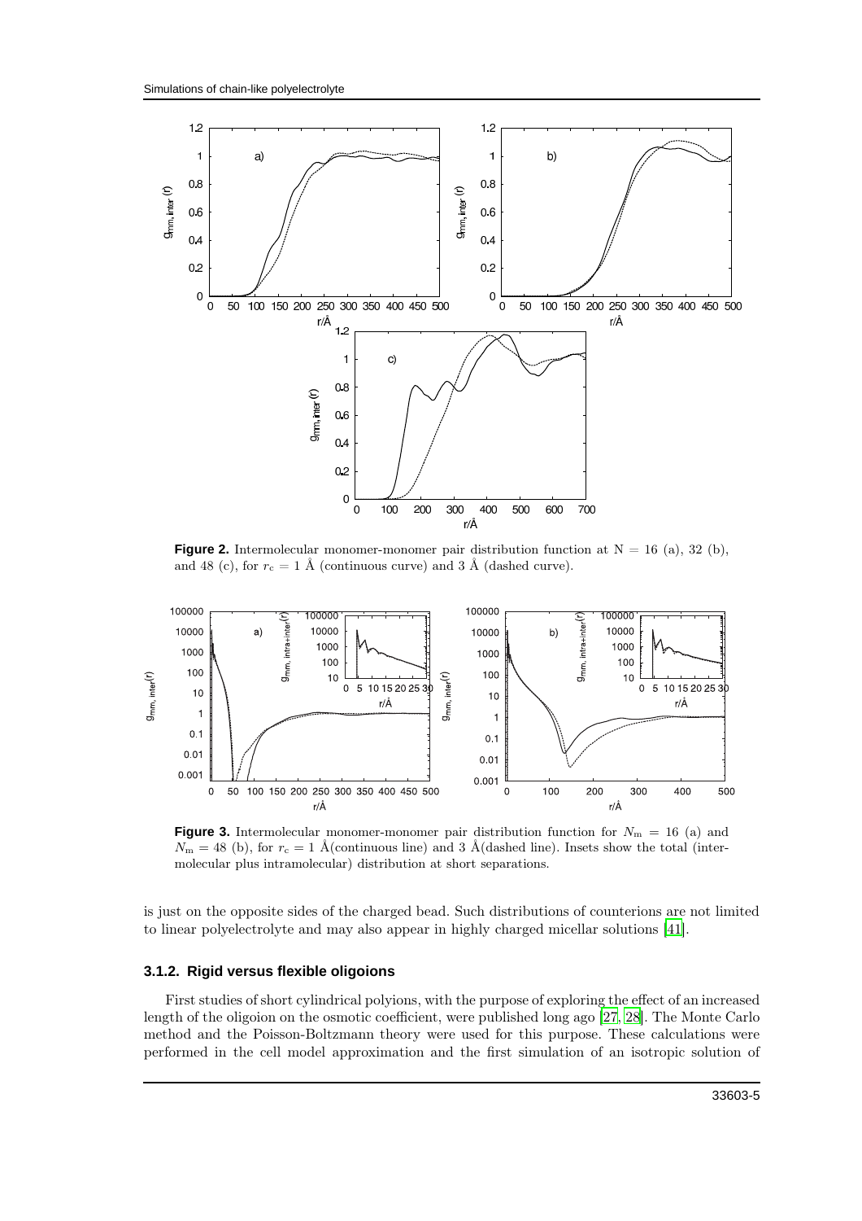**Figure 2.** Intermolecular monomer-monomer pair distribution function at N = 16 (a), 32 (b), and 48 (c), for $r_c = 1$ Å (continuous curve) and 3 Å (dashed curve).

**Figure 3.** Intermolecular monomer-monomer pair distribution function for $N_m = 16$ (a) and $N_m = 48$ (b), for $r_c = 1$ Å(continuous line) and 3 Å(dashed line). Insets show the total (intermolecular plus intramolecular) distribution at short separations.

is just on the opposite sides of the charged bead. Such distributions of counterions are not limited to linear polyelectrolyte and may also appear in highly charged micellar solutions [41].

### 3.1.2. Rigid versus flexible oligoions

First studies of short cylindrical polyions, with the purpose of exploring the effect of an increased length of the oligoion on the osmotic coefficient, were published long ago [27, 28]. The Monte Carlo method and the Poisson-Boltzmann theory were used for this purpose. These calculations were performed in the cell model approximation and the first simulation of an isotropic solution of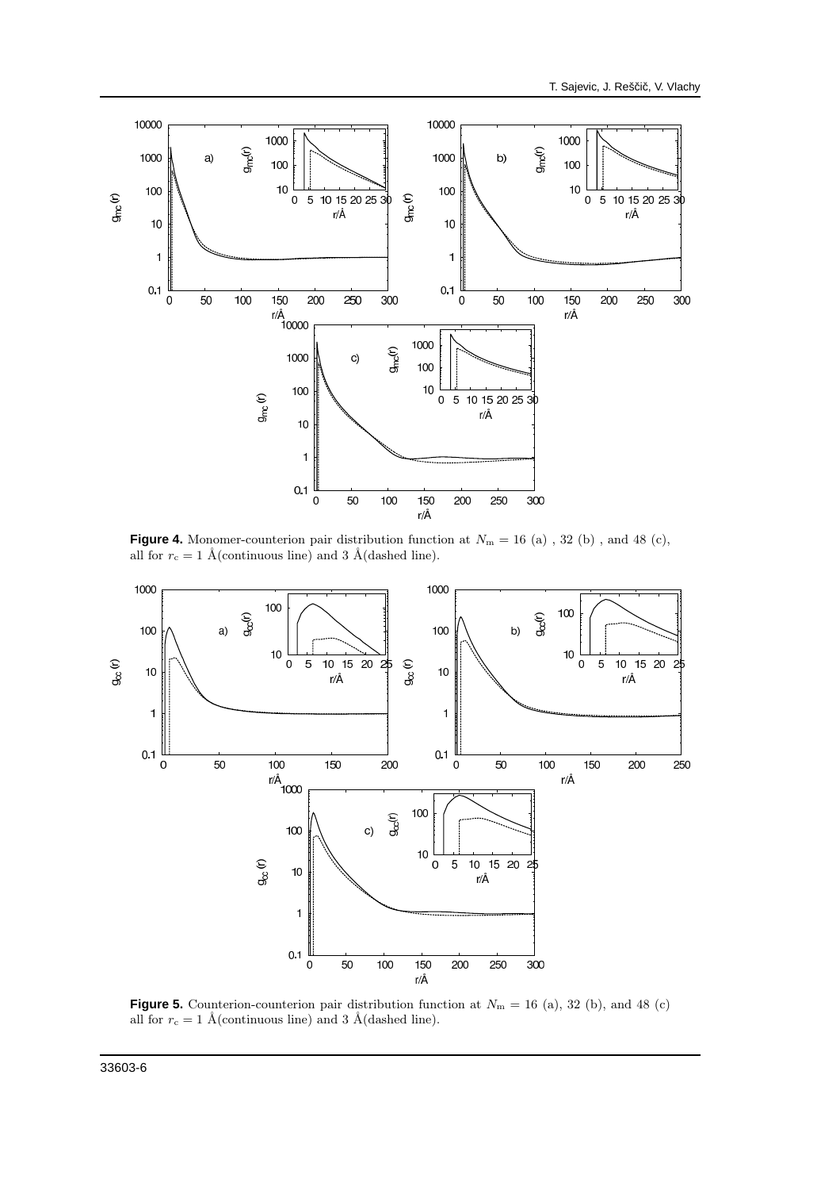**Figure 4.** Monomer-counterion pair distribution function at $N_{\mathrm{m}} = 16$ (a) , 32 (b) , and 48 (c), all for $r_{\mathrm{c}} = 1$ Å(continuous line) and 3 Å(dashed line).

**Figure 5.** Counterion-counterion pair distribution function at $N_{\mathrm{m}} = 16$ (a), 32 (b), and 48 (c) all for $r_{\mathrm{c}} = 1$ Å(continuous line) and 3 Å(dashed line).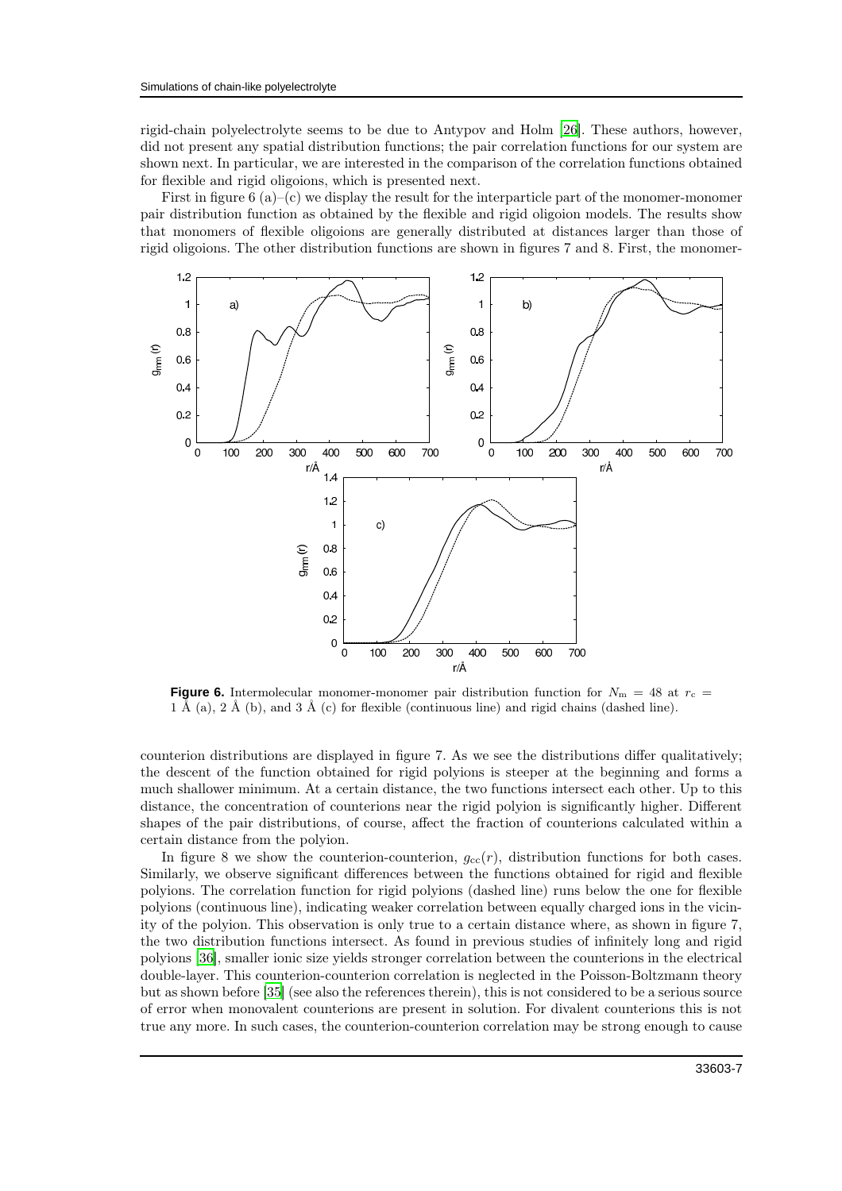rigid-chain polyelectrolyte seems to be due to Antypov and Holm [26]. These authors, however, did not present any spatial distribution functions; the pair correlation functions for our system are shown next. In particular, we are interested in the comparison of the correlation functions obtained for flexible and rigid oligoions, which is presented next.

First in figure 6 (a)–(c) we display the result for the interparticle part of the monomer-monomer pair distribution function as obtained by the flexible and rigid oligoion models. The results show that monomers of flexible oligoions are generally distributed at distances larger than those of rigid oligoions. The other distribution functions are shown in figures 7 and 8. First, the monomer-counterion distributions are displayed in figure 7. As we see the distributions differ qualitatively; the descent of the function obtained for rigid polyions is steeper at the beginning and forms a much shallower minimum. At a certain distance, the two functions intersect each other. Up to this distance, the concentration of counterions near the rigid polyion is significantly higher. Different shapes of the pair distributions, of course, affect the fraction of counterions calculated within a certain distance from the polyion.

**Figure 6.** Intermolecular monomer-monomer pair distribution function for $N_m = 48$ at $r_c = 1$ Å (a), 2 Å (b), and 3 Å (c) for flexible (continuous line) and rigid chains (dashed line).

In figure 8 we show the counterion-counterion, $g_{cc}(r)$, distribution functions for both cases. Similarly, we observe significant differences between the functions obtained for rigid and flexible polyions. The correlation function for rigid polyions (dashed line) runs below the one for flexible polyions (continuous line), indicating weaker correlation between equally charged ions in the vicinity of the polyion. This observation is only true to a certain distance where, as shown in figure 7, the two distribution functions intersect. As found in previous studies of infinitely long and rigid polyions [36], smaller ionic size yields stronger correlation between the counterions in the electrical double-layer. This counterion-counterion correlation is neglected in the Poisson-Boltzmann theory but as shown before [35] (see also the references therein), this is not considered to be a serious source of error when monovalent counterions are present in solution. For divalent counterions this is not true any more. In such cases, the counterion-counterion correlation may be strong enough to cause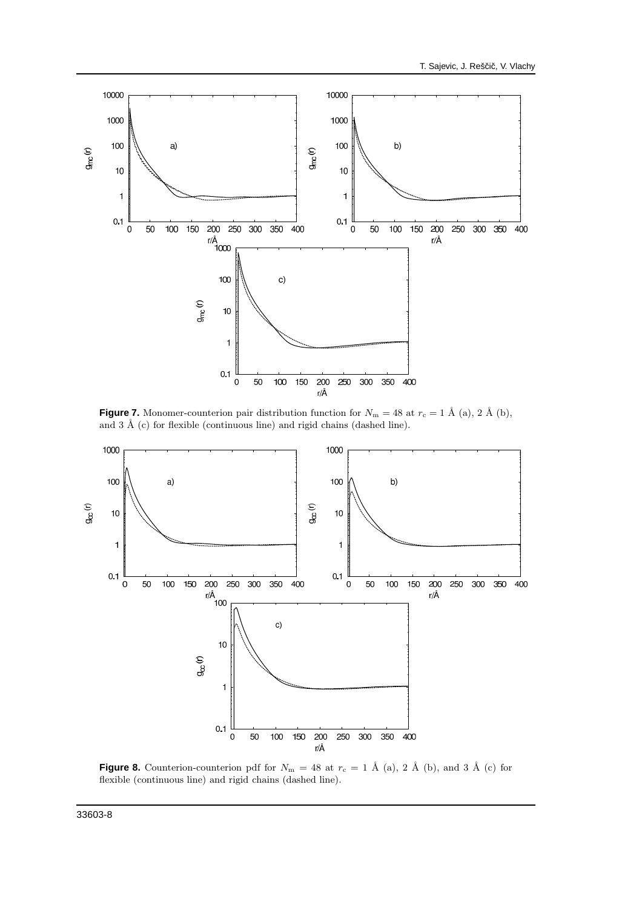**Figure 7.** Monomer-counterion pair distribution function for $N_{\mathrm{m}} = 48$ at $r_{\mathrm{c}} = 1$ Å (a), 2 Å (b), and 3 Å (c) for flexible (continuous line) and rigid chains (dashed line).

**Figure 8.** Counterion-counterion pdf for $N_{\mathrm{m}} = 48$ at $r_{\mathrm{c}} = 1$ Å (a), 2 Å (b), and 3 Å (c) for flexible (continuous line) and rigid chains (dashed line).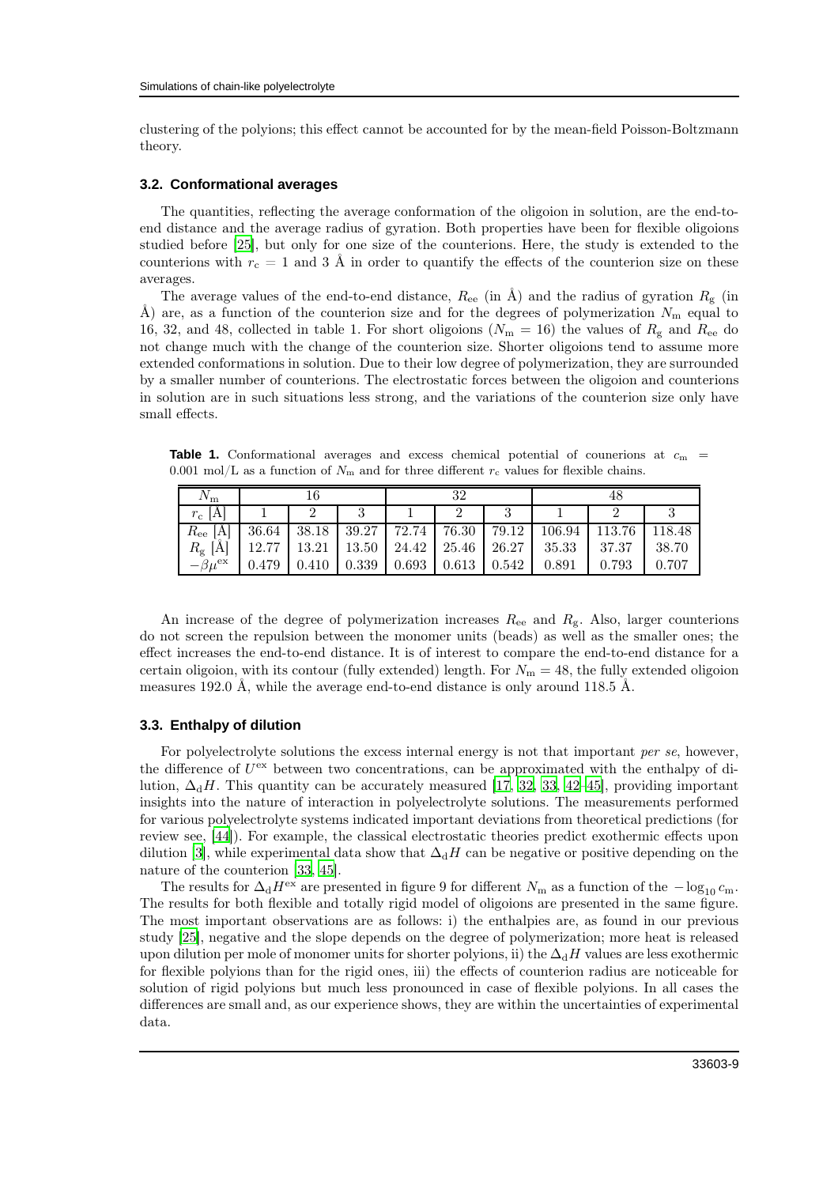clustering of the polyions; this effect cannot be accounted for by the mean-field Poisson-Boltzmann theory.

### 3.2. Conformational averages

The quantities, reflecting the average conformation of the oligoion in solution, are the end-to-end distance and the average radius of gyration. Both properties have been for flexible oligoions studied before [25], but only for one size of the counterions. Here, the study is extended to the counterions with $r_c = 1$ and 3 Å in order to quantify the effects of the counterion size on these averages.

The average values of the end-to-end distance, $R_{ee}$ (in Å) and the radius of gyration $R_g$ (in Å) are, as a function of the counterion size and for the degrees of polymerization $N_m$ equal to 16, 32, and 48, collected in table 1. For short oligoions ($N_m = 16$) the values of $R_g$ and $R_{ee}$ do not change much with the change of the counterion size. Shorter oligoions tend to assume more extended conformations in solution. Due to their low degree of polymerization, they are surrounded by a smaller number of counterions. The electrostatic forces between the oligoion and counterions in solution are in such situations less strong, and the variations of the counterion size only have small effects.

**Table 1.** Conformational averages and excess chemical potential of counerions at $c_m$ = 0.001 mol/L as a function of $N_m$ and for three different $r_c$ values for flexible chains.

| $N_m$ | 16 | | | 32 | | | 48 | | |
|---|---|---|---|---|---|---|---|---|---|
| $r_c$ [Å] | 1 | 2 | 3 | 1 | 2 | 3 | 1 | 2 | 3 |
| $R_{ee}$ [Å] | 36.64 | 38.18 | 39.27 | 72.74 | 76.30 | 79.12 | 106.94 | 113.76 | 118.48 |
| $R_g$ [Å] | 12.77 | 13.21 | 13.50 | 24.42 | 25.46 | 26.27 | 35.33 | 37.37 | 38.70 |
| $-\beta\mu^{ex}$ | 0.479 | 0.410 | 0.339 | 0.693 | 0.613 | 0.542 | 0.891 | 0.793 | 0.707 |

An increase of the degree of polymerization increases $R_{ee}$ and $R_g$. Also, larger counterions do not screen the repulsion between the monomer units (beads) as well as the smaller ones; the effect increases the end-to-end distance. It is of interest to compare the end-to-end distance for a certain oligoion, with its contour (fully extended) length. For $N_m = 48$, the fully extended oligoion measures 192.0 Å, while the average end-to-end distance is only around 118.5 Å.

### 3.3. Enthalpy of dilution

For polyelectrolyte solutions the excess internal energy is not that important *per se*, however, the difference of $U^{ex}$ between two concentrations, can be approximated with the enthalpy of dilution, $\Delta_d H$. This quantity can be accurately measured [17, 32, 33, 42–45], providing important insights into the nature of interaction in polyelectrolyte solutions. The measurements performed for various polyelectrolyte systems indicated important deviations from theoretical predictions (for review see, [44]). For example, the classical electrostatic theories predict exothermic effects upon dilution [3], while experimental data show that $\Delta_d H$ can be negative or positive depending on the nature of the counterion [33, 45].

The results for $\Delta_d H^{ex}$ are presented in figure 9 for different $N_m$ as a function of the $-\log_{10} c_m$. The results for both flexible and totally rigid model of oligoions are presented in the same figure. The most important observations are as follows: i) the enthalpies are, as found in our previous study [25], negative and the slope depends on the degree of polymerization; more heat is released upon dilution per mole of monomer units for shorter polyions, ii) the $\Delta_d H$ values are less exothermic for flexible polyions than for the rigid ones, iii) the effects of counterion radius are noticeable for solution of rigid polyions but much less pronounced in case of flexible polyions. In all cases the differences are small and, as our experience shows, they are within the uncertainties of experimental data.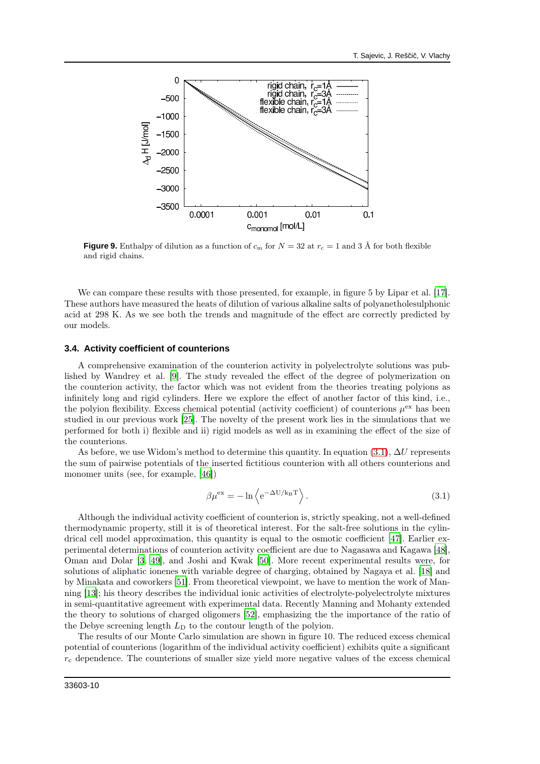**Figure 9.** Enthalpy of dilution as a function of $c_\mathrm{m}$ for $N = 32$ at $r_\mathrm{c} = 1$ and 3 Å for both flexible and rigid chains.

We can compare these results with those presented, for example, in figure 5 by Lipar et al. [17]. These authors have measured the heats of dilution of various alkaline salts of polyanetholesulphonic acid at 298 K. As we see both the trends and magnitude of the effect are correctly predicted by our models.

### 3.4. Activity coefficient of counterions

A comprehensive examination of the counterion activity in polyelectrolyte solutions was published by Wandrey et al. [9]. The study revealed the effect of the degree of polymerization on the counterion activity, the factor which was not evident from the theories treating polyions as infinitely long and rigid cylinders. Here we explore the effect of another factor of this kind, i.e., the polyion flexibility. Excess chemical potential (activity coefficient) of counterions $\mu^{\mathrm{ex}}$ has been studied in our previous work [25]. The novelty of the present work lies in the simulations that we performed for both i) flexible and ii) rigid models as well as in examining the effect of the size of the counterions.

As before, we use Widom's method to determine this quantity. In equation (3.1), $\Delta U$ represents the sum of pairwise potentials of the inserted fictitious counterion with all others counterions and monomer units (see, for example, [46])

$$\beta\mu^{\mathrm{ex}} = -\ln\left\langle \mathrm{e}^{-\Delta \mathrm{U}/\mathrm{k_B T}} \right\rangle . \tag{3.1}$$

Although the individual activity coefficient of counterion is, strictly speaking, not a well-defined thermodynamic property, still it is of theoretical interest. For the salt-free solutions in the cylindrical cell model approximation, this quantity is equal to the osmotic coefficient [47]. Earlier experimental determinations of counterion activity coefficient are due to Nagasawa and Kagawa [48], Oman and Dolar [3, 49], and Joshi and Kwak [50]. More recent experimental results were, for solutions of aliphatic ionenes with variable degree of charging, obtained by Nagaya et al. [18] and by Minakata and coworkers [51]. From theoretical viewpoint, we have to mention the work of Manning [13]; his theory describes the individual ionic activities of electrolyte-polyelectrolyte mixtures in semi-quantitative agreement with experimental data. Recently Manning and Mohanty extended the theory to solutions of charged oligomers [52], emphasizing the the importance of the ratio of the Debye screening length $L_\mathrm{D}$ to the contour length of the polyion.

The results of our Monte Carlo simulation are shown in figure 10. The reduced excess chemical potential of counterions (logarithm of the individual activity coefficient) exhibits quite a significant $r_\mathrm{c}$ dependence. The counterions of smaller size yield more negative values of the excess chemical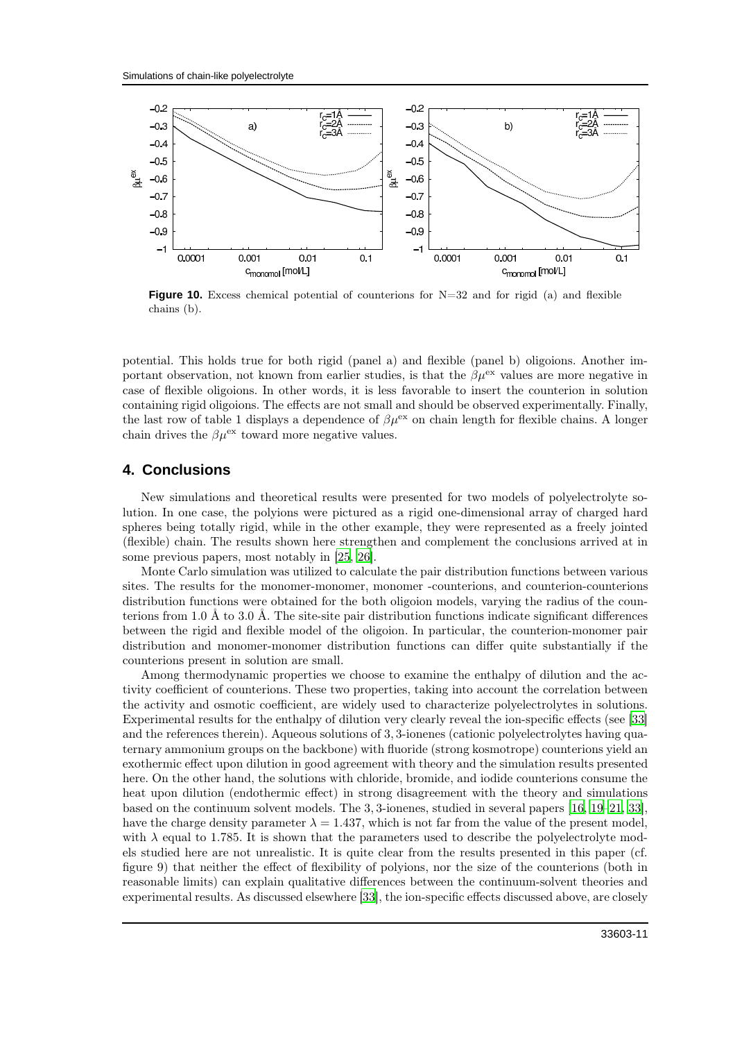**Figure 10.** Excess chemical potential of counterions for N=32 and for rigid (a) and flexible chains (b).

potential. This holds true for both rigid (panel a) and flexible (panel b) oligoions. Another important observation, not known from earlier studies, is that the $\beta\mu^{\mathrm{ex}}$ values are more negative in case of flexible oligoions. In other words, it is less favorable to insert the counterion in solution containing rigid oligoions. The effects are not small and should be observed experimentally. Finally, the last row of table 1 displays a dependence of $\beta\mu^{\mathrm{ex}}$ on chain length for flexible chains. A longer chain drives the $\beta\mu^{\mathrm{ex}}$ toward more negative values.

## 4. Conclusions

New simulations and theoretical results were presented for two models of polyelectrolyte solution. In one case, the polyions were pictured as a rigid one-dimensional array of charged hard spheres being totally rigid, while in the other example, they were represented as a freely jointed (flexible) chain. The results shown here strengthen and complement the conclusions arrived at in some previous papers, most notably in [25, 26].

Monte Carlo simulation was utilized to calculate the pair distribution functions between various sites. The results for the monomer-monomer, monomer -counterions, and counterion-counterions distribution functions were obtained for the both oligoion models, varying the radius of the counterions from 1.0 Å to 3.0 Å. The site-site pair distribution functions indicate significant differences between the rigid and flexible model of the oligoion. In particular, the counterion-monomer pair distribution and monomer-monomer distribution functions can differ quite substantially if the counterions present in solution are small.

Among thermodynamic properties we choose to examine the enthalpy of dilution and the activity coefficient of counterions. These two properties, taking into account the correlation between the activity and osmotic coefficient, are widely used to characterize polyelectrolytes in solutions. Experimental results for the enthalpy of dilution very clearly reveal the ion-specific effects (see [33] and the references therein). Aqueous solutions of 3, 3-ionenes (cationic polyelectrolytes having quaternary ammonium groups on the backbone) with fluoride (strong kosmotrope) counterions yield an exothermic effect upon dilution in good agreement with theory and the simulation results presented here. On the other hand, the solutions with chloride, bromide, and iodide counterions consume the heat upon dilution (endothermic effect) in strong disagreement with the theory and simulations based on the continuum solvent models. The 3, 3-ionenes, studied in several papers [16, 19–21, 33], have the charge density parameter $\lambda = 1.437$, which is not far from the value of the present model, with $\lambda$ equal to 1.785. It is shown that the parameters used to describe the polyelectrolyte models studied here are not unrealistic. It is quite clear from the results presented in this paper (cf. figure 9) that neither the effect of flexibility of polyions, nor the size of the counterions (both in reasonable limits) can explain qualitative differences between the continuum-solvent theories and experimental results. As discussed elsewhere [33], the ion-specific effects discussed above, are closely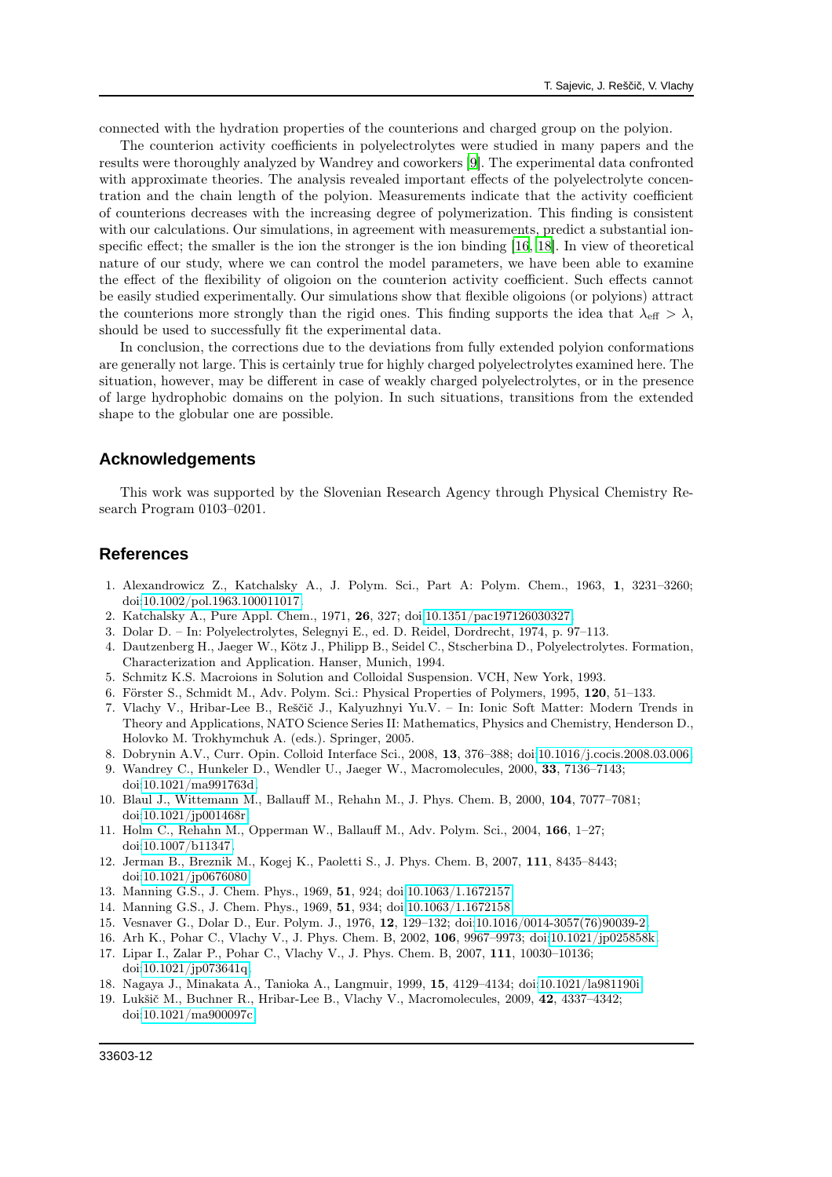connected with the hydration properties of the counterions and charged group on the polyion.

The counterion activity coefficients in polyelectrolytes were studied in many papers and the results were thoroughly analyzed by Wandrey and coworkers [9]. The experimental data confronted with approximate theories. The analysis revealed important effects of the polyelectrolyte concentration and the chain length of the polyion. Measurements indicate that the activity coefficient of counterions decreases with the increasing degree of polymerization. This finding is consistent with our calculations. Our simulations, in agreement with measurements, predict a substantial ion-specific effect; the smaller is the ion the stronger is the ion binding [16, 18]. In view of theoretical nature of our study, where we can control the model parameters, we have been able to examine the effect of the flexibility of oligoion on the counterion activity coefficient. Such effects cannot be easily studied experimentally. Our simulations show that flexible oligoions (or polyions) attract the counterions more strongly than the rigid ones. This finding supports the idea that $\lambda_{\text{eff}} > \lambda$, should be used to successfully fit the experimental data.

In conclusion, the corrections due to the deviations from fully extended polyion conformations are generally not large. This is certainly true for highly charged polyelectrolytes examined here. The situation, however, may be different in case of weakly charged polyelectrolytes, or in the presence of large hydrophobic domains on the polyion. In such situations, transitions from the extended shape to the globular one are possible.

## Acknowledgements

This work was supported by the Slovenian Research Agency through Physical Chemistry Research Program 0103–0201.

## References

1. Alexandrowicz Z., Katchalsky A., J. Polym. Sci., Part A: Polym. Chem., 1963, **1**, 3231–3260; doi:10.1002/pol.1963.100011017.
2. Katchalsky A., Pure Appl. Chem., 1971, **26**, 327; doi:10.1351/pac197126030327.
3. Dolar D. – In: Polyelectrolytes, Selegnyi E., ed. D. Reidel, Dordrecht, 1974, p. 97–113.
4. Dautzenberg H., Jaeger W., Kötz J., Philipp B., Seidel C., Stscherbina D., Polyelectrolytes. Formation, Characterization and Application. Hanser, Munich, 1994.
5. Schmitz K.S. Macroions in Solution and Colloidal Suspension. VCH, New York, 1993.
6. Förster S., Schmidt M., Adv. Polym. Sci.: Physical Properties of Polymers, 1995, **120**, 51–133.
7. Vlachy V., Hribar-Lee B., Reščič J., Kalyuzhnyi Yu.V. – In: Ionic Soft Matter: Modern Trends in Theory and Applications, NATO Science Series II: Mathematics, Physics and Chemistry, Henderson D., Holovko M. Trokhymchuk A. (eds.). Springer, 2005.
8. Dobrynin A.V., Curr. Opin. Colloid Interface Sci., 2008, **13**, 376–388; doi:10.1016/j.cocis.2008.03.006.
9. Wandrey C., Hunkeler D., Wendler U., Jaeger W., Macromolecules, 2000, **33**, 7136–7143; doi:10.1021/ma991763d.
10. Blaul J., Wittemann M., Ballauff M., Rehahn M., J. Phys. Chem. B, 2000, **104**, 7077–7081; doi:10.1021/jp001468r.
11. Holm C., Rehahn M., Opperman W., Ballauff M., Adv. Polym. Sci., 2004, **166**, 1–27; doi:10.1007/b11347.
12. Jerman B., Breznik M., Kogej K., Paoletti S., J. Phys. Chem. B, 2007, **111**, 8435–8443; doi:10.1021/jp0676080.
13. Manning G.S., J. Chem. Phys., 1969, **51**, 924; doi:10.1063/1.1672157.
14. Manning G.S., J. Chem. Phys., 1969, **51**, 934; doi:10.1063/1.1672158.
15. Vesnaver G., Dolar D., Eur. Polym. J., 1976, **12**, 129–132; doi:10.1016/0014-3057(76)90039-2.
16. Arh K., Pohar C., Vlachy V., J. Phys. Chem. B, 2002, **106**, 9967–9973; doi:10.1021/jp025858k.
17. Lipar I., Zalar P., Pohar C., Vlachy V., J. Phys. Chem. B, 2007, **111**, 10030–10136; doi:10.1021/jp073641q.
18. Nagaya J., Minakata A., Tanioka A., Langmuir, 1999, **15**, 4129–4134; doi:10.1021/la981190i.
19. Lukšič M., Buchner R., Hribar-Lee B., Vlachy V., Macromolecules, 2009, **42**, 4337–4342; doi:10.1021/ma900097c.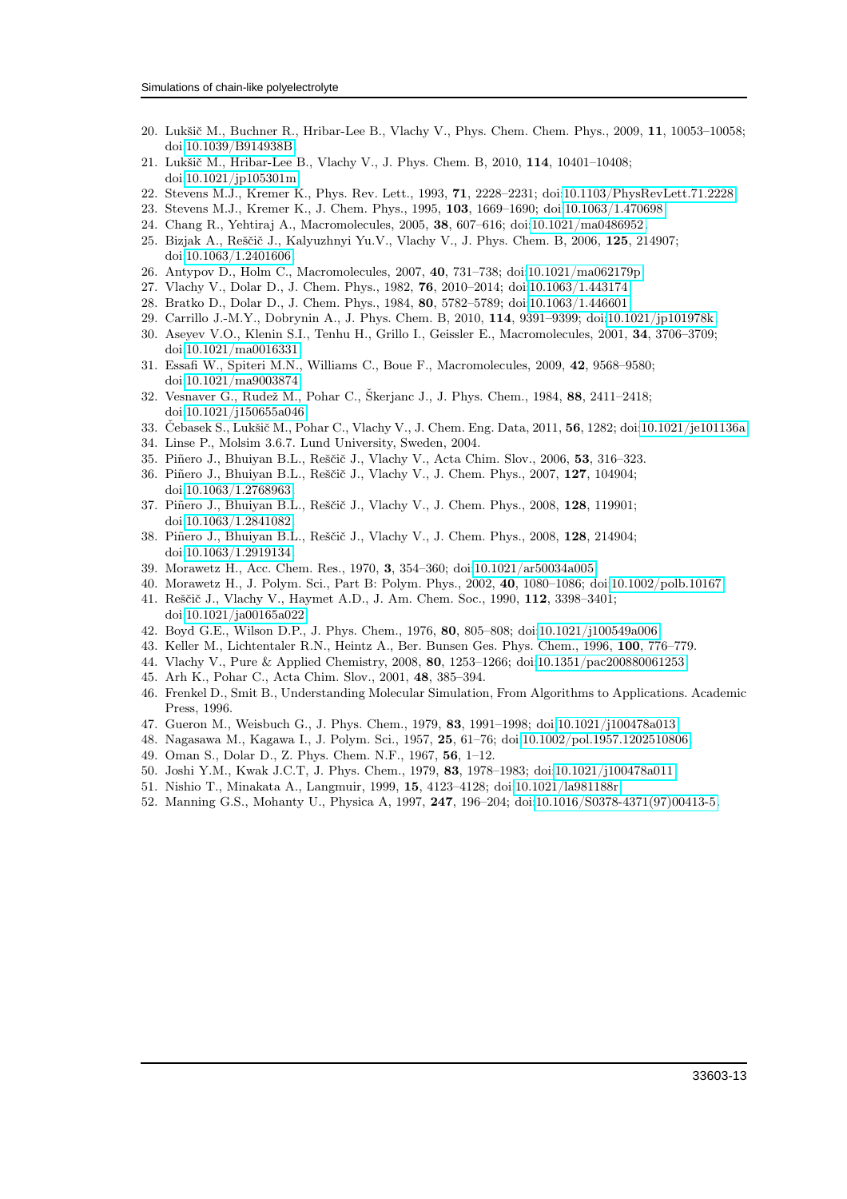20. Lukšič M., Buchner R., Hribar-Lee B., Vlachy V., Phys. Chem. Chem. Phys., 2009, **11**, 10053–10058; doi:10.1039/B914938B.
21. Lukšič M., Hribar-Lee B., Vlachy V., J. Phys. Chem. B, 2010, **114**, 10401–10408; doi:10.1021/jp105301m.
22. Stevens M.J., Kremer K., Phys. Rev. Lett., 1993, **71**, 2228–2231; doi:10.1103/PhysRevLett.71.2228.
23. Stevens M.J., Kremer K., J. Chem. Phys., 1995, **103**, 1669–1690; doi:10.1063/1.470698.
24. Chang R., Yethiraj A., Macromolecules, 2005, **38**, 607–616; doi:10.1021/ma0486952.
25. Bizjak A., Reščič J., Kalyuzhnyi Yu.V., Vlachy V., J. Phys. Chem. B, 2006, **125**, 214907; doi:10.1063/1.2401606.
26. Antypov D., Holm C., Macromolecules, 2007, **40**, 731–738; doi:10.1021/ma062179p.
27. Vlachy V., Dolar D., J. Chem. Phys., 1982, **76**, 2010–2014; doi:10.1063/1.443174.
28. Bratko D., Dolar D., J. Chem. Phys., 1984, **80**, 5782–5789; doi:10.1063/1.446601.
29. Carrillo J.-M.Y., Dobrynin A., J. Phys. Chem. B, 2010, **114**, 9391–9399; doi:10.1021/jp101978k.
30. Aseyev V.O., Klenin S.I., Tenhu H., Grillo I., Geissler E., Macromolecules, 2001, **34**, 3706–3709; doi:10.1021/ma0016331.
31. Essafi W., Spiteri M.N., Williams C., Boue F., Macromolecules, 2009, **42**, 9568–9580; doi:10.1021/ma9003874.
32. Vesnaver G., Rudež M., Pohar C., Škerjanc J., J. Phys. Chem., 1984, **88**, 2411–2418; doi:10.1021/j150655a046.
33. Čebasek S., Lukšič M., Pohar C., Vlachy V., J. Chem. Eng. Data, 2011, **56**, 1282; doi:10.1021/je101136a.
34. Linse P., Molsim 3.6.7. Lund University, Sweden, 2004.
35. Piñero J., Bhuiyan B.L., Reščič J., Vlachy V., Acta Chim. Slov., 2006, **53**, 316–323.
36. Piñero J., Bhuiyan B.L., Reščič J., Vlachy V., J. Chem. Phys., 2007, **127**, 104904; doi:10.1063/1.2768963.
37. Piñero J., Bhuiyan B.L., Reščič J., Vlachy V., J. Chem. Phys., 2008, **128**, 119901; doi:10.1063/1.2841082.
38. Piñero J., Bhuiyan B.L., Reščič J., Vlachy V., J. Chem. Phys., 2008, **128**, 214904; doi:10.1063/1.2919134.
39. Morawetz H., Acc. Chem. Res., 1970, **3**, 354–360; doi:10.1021/ar50034a005.
40. Morawetz H., J. Polym. Sci., Part B: Polym. Phys., 2002, **40**, 1080–1086; doi:10.1002/polb.10167.
41. Reščič J., Vlachy V., Haymet A.D., J. Am. Chem. Soc., 1990, **112**, 3398–3401; doi:10.1021/ja00165a022.
42. Boyd G.E., Wilson D.P., J. Phys. Chem., 1976, **80**, 805–808; doi:10.1021/j100549a006.
43. Keller M., Lichtentaler R.N., Heintz A., Ber. Bunsen Ges. Phys. Chem., 1996, **100**, 776–779.
44. Vlachy V., Pure & Applied Chemistry, 2008, **80**, 1253–1266; doi:10.1351/pac200880061253.
45. Arh K., Pohar C., Acta Chim. Slov., 2001, **48**, 385–394.
46. Frenkel D., Smit B., Understanding Molecular Simulation, From Algorithms to Applications. Academic Press, 1996.
47. Gueron M., Weisbuch G., J. Phys. Chem., 1979, **83**, 1991–1998; doi:10.1021/j100478a013.
48. Nagasawa M., Kagawa I., J. Polym. Sci., 1957, **25**, 61–76; doi:10.1002/pol.1957.1202510806.
49. Oman S., Dolar D., Z. Phys. Chem. N.F., 1967, **56**, 1–12.
50. Joshi Y.M., Kwak J.C.T, J. Phys. Chem., 1979, **83**, 1978–1983; doi:10.1021/j100478a011.
51. Nishio T., Minakata A., Langmuir, 1999, **15**, 4123–4128; doi:10.1021/la981188r.
52. Manning G.S., Mohanty U., Physica A, 1997, **247**, 196–204; doi:10.1016/S0378-4371(97)00413-5.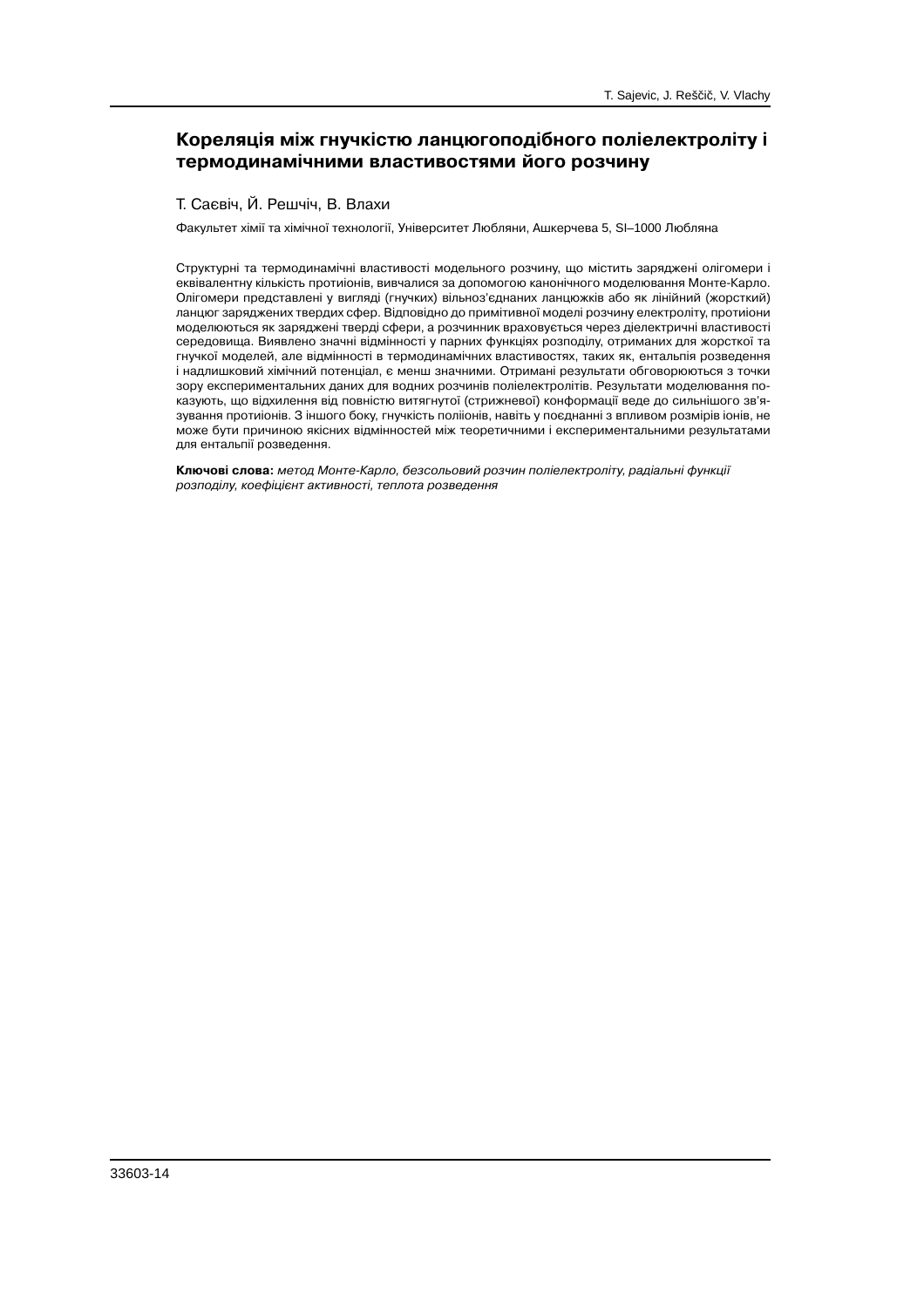# Кореляція між гнучкістю ланцюгоподібного поліелектроліту і термодинамічними властивостями його розчину

Т. Саєвіч, Й. Решчіч, В. Влахи

Факультет хімії та хімічної технології, Університет Любляни, Ашкерчева 5, SI–1000 Любляна

Структурні та термодинамічні властивості модельного розчину, що містить заряджені олігомери і еквівалентну кількість протиіонів, вивчалися за допомогою канонічного моделювання Монте-Карло. Олігомери представлені у вигляді (гнучких) вільноз'єднаних ланцюжків або як лінійний (жорсткий) ланцюг заряджених твердих сфер. Відповідно до примітивної моделі розчину електроліту, протиіони моделюються як заряджені тверді сфери, а розчинник враховується через діелектричні властивості середовища. Виявлено значні відмінності у парних функціях розподілу, отриманих для жорсткої та гнучкої моделей, але відмінності в термодинамічних властивостях, таких як, ентальпія розведення і надлишковий хімічний потенціал, є менш значними. Отримані результати обговорюються з точки зору експериментальних даних для водних розчинів поліелектролітів. Результати моделювання показують, що відхилення від повністю витягнутої (стрижневої) конформації веде до сильнішого зв'язування протиіонів. З іншого боку, гнучкість полііонів, навіть у поєднанні з впливом розмірів іонів, не може бути причиною якісних відмінностей між теоретичними і експериментальними результатами для ентальпії розведення.

**Ключові слова:** *метод Монте-Карло, безсольовий розчин поліелектроліту, радіальні функції розподілу, коефіцієнт активності, теплота розведення*